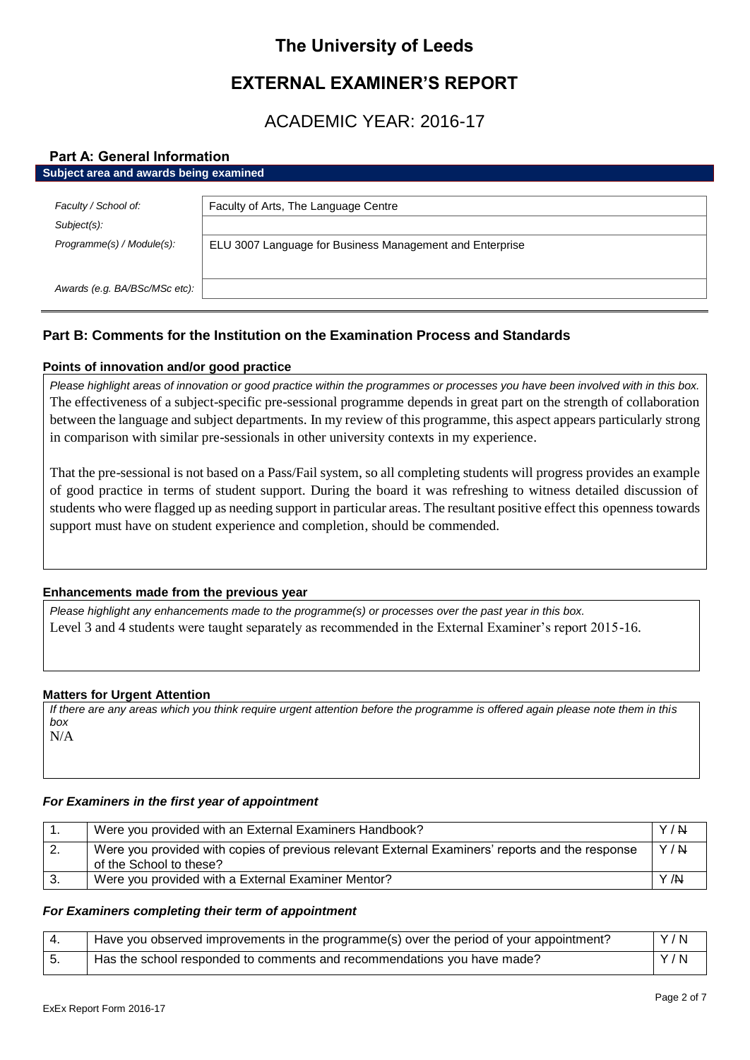# The University of Leeds

## EXTERNAL EXAMINER'S REPORT

## ACADEMIC YEAR: 2016-17

### Part A: General Information

**Subject area and awards being examined**

| | |
|---|---|
| *Faculty / School of:* | Faculty of Arts, The Language Centre |
| *Subject(s):* | |
| *Programme(s) / Module(s):* | ELU 3007 Language for Business Management and Enterprise |
| *Awards (e.g. BA/BSc/MSc etc):* | |

### Part B: Comments for the Institution on the Examination Process and Standards

**Points of innovation and/or good practice**

*Please highlight areas of innovation or good practice within the programmes or processes you have been involved with in this box.*

The effectiveness of a subject-specific pre-sessional programme depends in great part on the strength of collaboration between the language and subject departments. In my review of this programme, this aspect appears particularly strong in comparison with similar pre-sessionals in other university contexts in my experience.

That the pre-sessional is not based on a Pass/Fail system, so all completing students will progress provides an example of good practice in terms of student support. During the board it was refreshing to witness detailed discussion of students who were flagged up as needing support in particular areas. The resultant positive effect this openness towards support must have on student experience and completion, should be commended.

**Enhancements made from the previous year**

*Please highlight any enhancements made to the programme(s) or processes over the past year in this box.*

Level 3 and 4 students were taught separately as recommended in the External Examiner's report 2015-16.

**Matters for Urgent Attention**

*If there are any areas which you think require urgent attention before the programme is offered again please note them in this box*

N/A

***For Examiners in the first year of appointment***

| | | |
|---|---|---|
| 1. | Were you provided with an External Examiners Handbook? | Y / ~~N~~ |
| 2. | Were you provided with copies of previous relevant External Examiners' reports and the response of the School to these? | Y / ~~N~~ |
| 3. | Were you provided with a External Examiner Mentor? | Y / ~~N~~ |

***For Examiners completing their term of appointment***

| | | |
|---|---|---|
| 4. | Have you observed improvements in the programme(s) over the period of your appointment? | Y / N |
| 5. | Has the school responded to comments and recommendations you have made? | Y / N |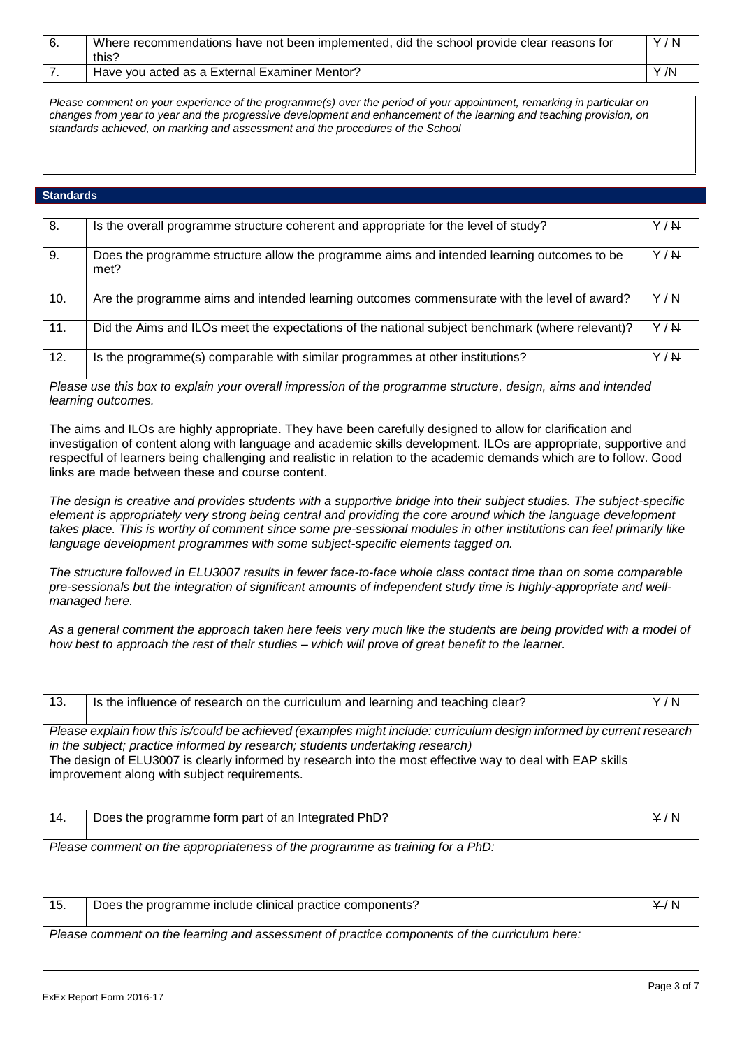| 6. | Where recommendations have not been implemented, did the school provide clear reasons for this? | Y / N |
|---|---|---|
| 7. | Have you acted as a External Examiner Mentor? | Y /N |

*Please comment on your experience of the programme(s) over the period of your appointment, remarking in particular on changes from year to year and the progressive development and enhancement of the learning and teaching provision, on standards achieved, on marking and assessment and the procedures of the School*

## Standards

| 8. | Is the overall programme structure coherent and appropriate for the level of study? | Y / ~~N~~ |
|---|---|---|
| 9. | Does the programme structure allow the programme aims and intended learning outcomes to be met? | Y / ~~N~~ |
| 10. | Are the programme aims and intended learning outcomes commensurate with the level of award? | Y / ~~N~~ |
| 11. | Did the Aims and ILOs meet the expectations of the national subject benchmark (where relevant)? | Y / ~~N~~ |
| 12. | Is the programme(s) comparable with similar programmes at other institutions? | Y / ~~N~~ |

*Please use this box to explain your overall impression of the programme structure, design, aims and intended learning outcomes.*

The aims and ILOs are highly appropriate. They have been carefully designed to allow for clarification and investigation of content along with language and academic skills development. ILOs are appropriate, supportive and respectful of learners being challenging and realistic in relation to the academic demands which are to follow. Good links are made between these and course content.

*The design is creative and provides students with a supportive bridge into their subject studies. The subject-specific element is appropriately very strong being central and providing the core around which the language development takes place. This is worthy of comment since some pre-sessional modules in other institutions can feel primarily like language development programmes with some subject-specific elements tagged on.*

*The structure followed in ELU3007 results in fewer face-to-face whole class contact time than on some comparable pre-sessionals but the integration of significant amounts of independent study time is highly-appropriate and well-managed here.*

*As a general comment the approach taken here feels very much like the students are being provided with a model of how best to approach the rest of their studies – which will prove of great benefit to the learner.*

| 13. | Is the influence of research on the curriculum and learning and teaching clear? | Y / ~~N~~ |
|---|---|---|

*Please explain how this is/could be achieved (examples might include: curriculum design informed by current research in the subject; practice informed by research; students undertaking research)*
The design of ELU3007 is clearly informed by research into the most effective way to deal with EAP skills improvement along with subject requirements.

| 14. | Does the programme form part of an Integrated PhD? | ~~Y~~ / N |
|---|---|---|

*Please comment on the appropriateness of the programme as training for a PhD:*

| 15. | Does the programme include clinical practice components? | ~~Y~~ / N |
|---|---|---|

*Please comment on the learning and assessment of practice components of the curriculum here:*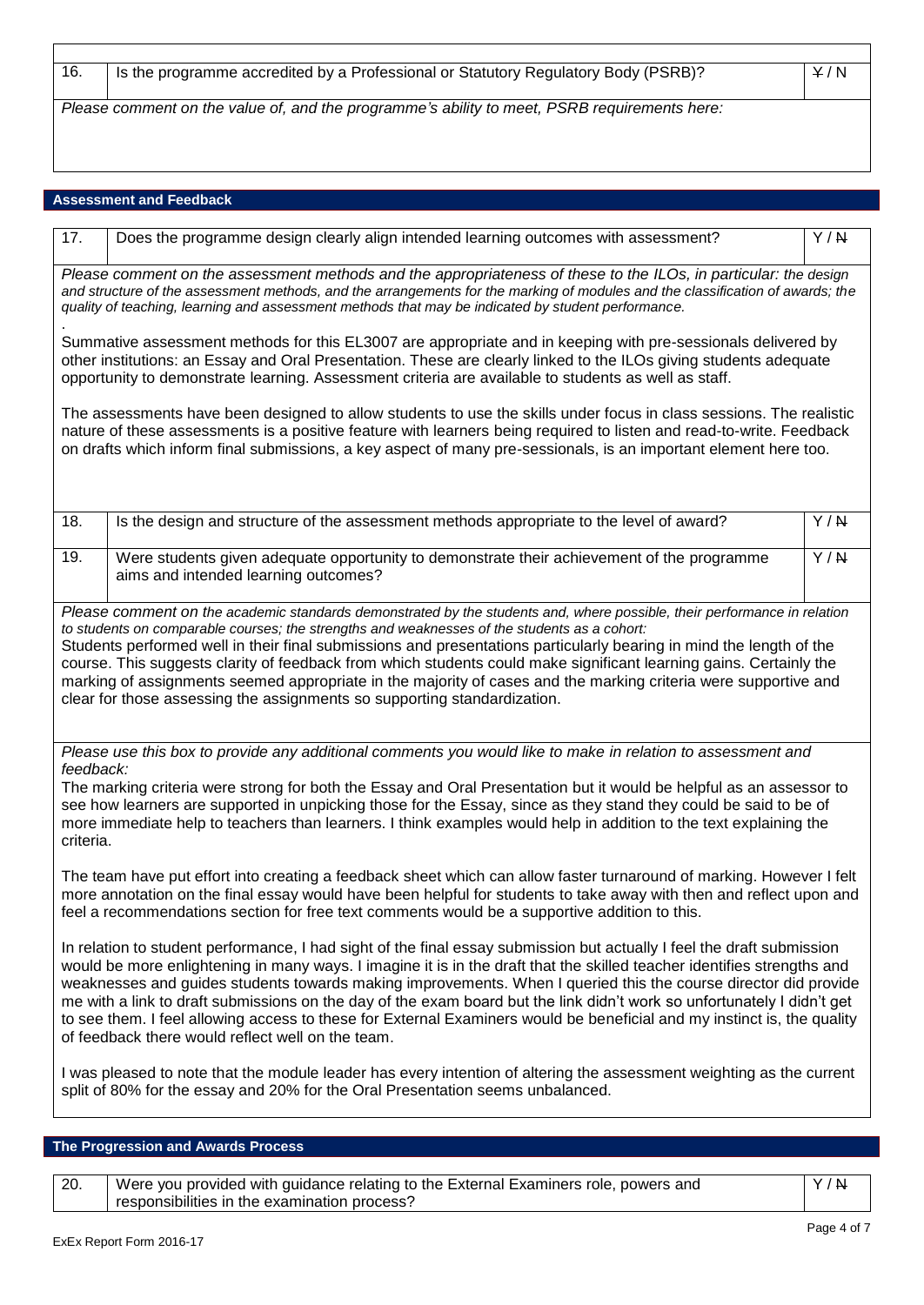| 16. | Is the programme accredited by a Professional or Statutory Regulatory Body (PSRB)? | ~~Y~~ / N |
|---|---|---|

*Please comment on the value of, and the programme's ability to meet, PSRB requirements here:*

## Assessment and Feedback

| 17. | Does the programme design clearly align intended learning outcomes with assessment? | Y / ~~N~~ |
|---|---|---|

*Please comment on the assessment methods and the appropriateness of these to the ILOs, in particular: the design and structure of the assessment methods, and the arrangements for the marking of modules and the classification of awards; the quality of teaching, learning and assessment methods that may be indicated by student performance.*

Summative assessment methods for this EL3007 are appropriate and in keeping with pre-sessionals delivered by other institutions: an Essay and Oral Presentation. These are clearly linked to the ILOs giving students adequate opportunity to demonstrate learning. Assessment criteria are available to students as well as staff.

The assessments have been designed to allow students to use the skills under focus in class sessions. The realistic nature of these assessments is a positive feature with learners being required to listen and read-to-write. Feedback on drafts which inform final submissions, a key aspect of many pre-sessionals, is an important element here too.

| 18. | Is the design and structure of the assessment methods appropriate to the level of award? | Y / ~~N~~ |
|---|---|---|
| 19. | Were students given adequate opportunity to demonstrate their achievement of the programme aims and intended learning outcomes? | Y / ~~N~~ |

*Please comment on the academic standards demonstrated by the students and, where possible, their performance in relation to students on comparable courses; the strengths and weaknesses of the students as a cohort:*

Students performed well in their final submissions and presentations particularly bearing in mind the length of the course. This suggests clarity of feedback from which students could make significant learning gains. Certainly the marking of assignments seemed appropriate in the majority of cases and the marking criteria were supportive and clear for those assessing the assignments so supporting standardization.

*Please use this box to provide any additional comments you would like to make in relation to assessment and feedback:*

The marking criteria were strong for both the Essay and Oral Presentation but it would be helpful as an assessor to see how learners are supported in unpicking those for the Essay, since as they stand they could be said to be of more immediate help to teachers than learners. I think examples would help in addition to the text explaining the criteria.

The team have put effort into creating a feedback sheet which can allow faster turnaround of marking. However I felt more annotation on the final essay would have been helpful for students to take away with then and reflect upon and feel a recommendations section for free text comments would be a supportive addition to this.

In relation to student performance, I had sight of the final essay submission but actually I feel the draft submission would be more enlightening in many ways. I imagine it is in the draft that the skilled teacher identifies strengths and weaknesses and guides students towards making improvements. When I queried this the course director did provide me with a link to draft submissions on the day of the exam board but the link didn't work so unfortunately I didn't get to see them. I feel allowing access to these for External Examiners would be beneficial and my instinct is, the quality of feedback there would reflect well on the team.

I was pleased to note that the module leader has every intention of altering the assessment weighting as the current split of 80% for the essay and 20% for the Oral Presentation seems unbalanced.

## The Progression and Awards Process

| 20. | Were you provided with guidance relating to the External Examiners role, powers and responsibilities in the examination process? | Y / ~~N~~ |
|---|---|---|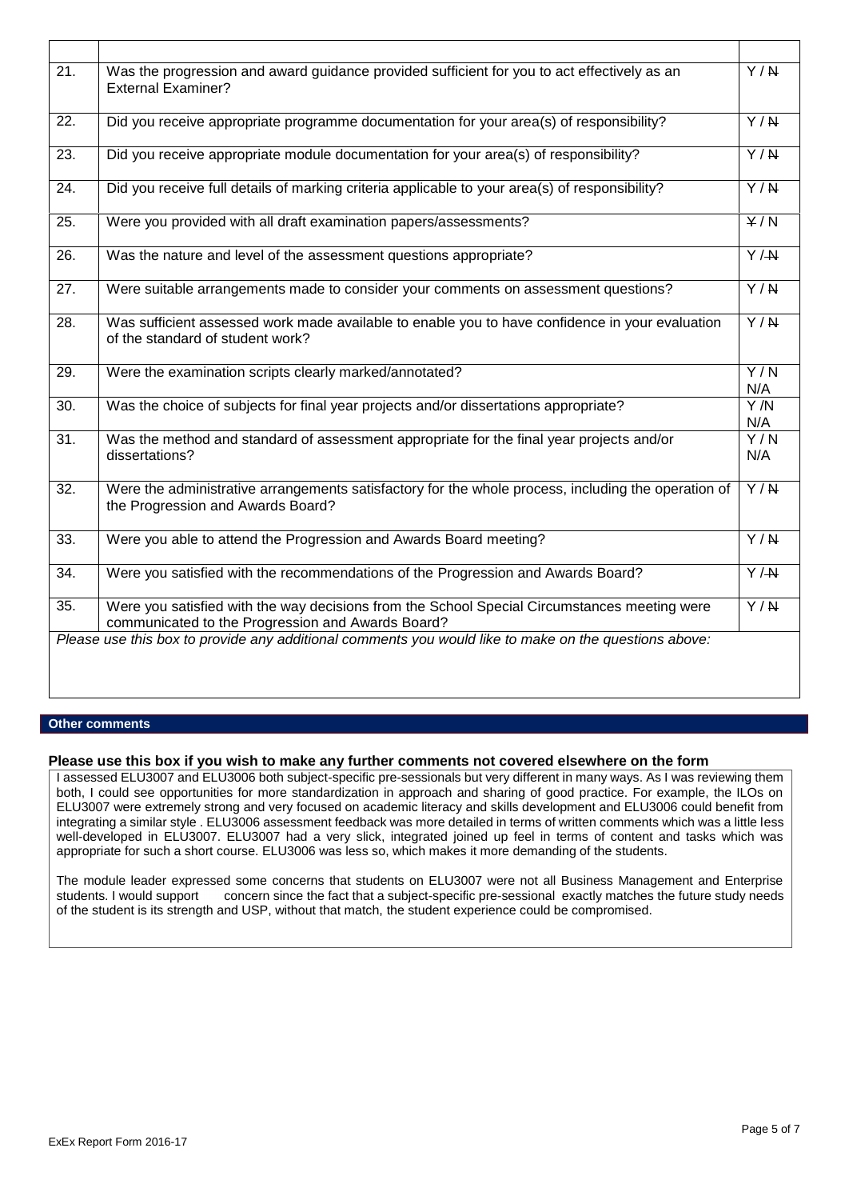| | | |
|---|---|---|
| 21. | Was the progression and award guidance provided sufficient for you to act effectively as an External Examiner? | Y / ~~N~~ |
| 22. | Did you receive appropriate programme documentation for your area(s) of responsibility? | Y / ~~N~~ |
| 23. | Did you receive appropriate module documentation for your area(s) of responsibility? | Y / ~~N~~ |
| 24. | Did you receive full details of marking criteria applicable to your area(s) of responsibility? | Y / ~~N~~ |
| 25. | Were you provided with all draft examination papers/assessments? | ~~Y~~ / N |
| 26. | Was the nature and level of the assessment questions appropriate? | Y / ~~N~~ |
| 27. | Were suitable arrangements made to consider your comments on assessment questions? | Y / ~~N~~ |
| 28. | Was sufficient assessed work made available to enable you to have confidence in your evaluation of the standard of student work? | Y / ~~N~~ |
| 29. | Were the examination scripts clearly marked/annotated? | Y / N N/A |
| 30. | Was the choice of subjects for final year projects and/or dissertations appropriate? | Y /N N/A |
| 31. | Was the method and standard of assessment appropriate for the final year projects and/or dissertations? | Y / N N/A |
| 32. | Were the administrative arrangements satisfactory for the whole process, including the operation of the Progression and Awards Board? | Y / ~~N~~ |
| 33. | Were you able to attend the Progression and Awards Board meeting? | Y / ~~N~~ |
| 34. | Were you satisfied with the recommendations of the Progression and Awards Board? | Y / ~~N~~ |
| 35. | Were you satisfied with the way decisions from the School Special Circumstances meeting were communicated to the Progression and Awards Board? | Y / ~~N~~ |

*Please use this box to provide any additional comments you would like to make on the questions above:*

## Other comments

**Please use this box if you wish to make any further comments not covered elsewhere on the form**

I assessed ELU3007 and ELU3006 both subject-specific pre-sessionals but very different in many ways. As I was reviewing them both, I could see opportunities for more standardization in approach and sharing of good practice. For example, the ILOs on ELU3007 were extremely strong and very focused on academic literacy and skills development and ELU3006 could benefit from integrating a similar style . ELU3006 assessment feedback was more detailed in terms of written comments which was a little less well-developed in ELU3007. ELU3007 had a very slick, integrated joined up feel in terms of content and tasks which was appropriate for such a short course. ELU3006 was less so, which makes it more demanding of the students.

The module leader expressed some concerns that students on ELU3007 were not all Business Management and Enterprise students. I would support concern since the fact that a subject-specific pre-sessional exactly matches the future study needs of the student is its strength and USP, without that match, the student experience could be compromised.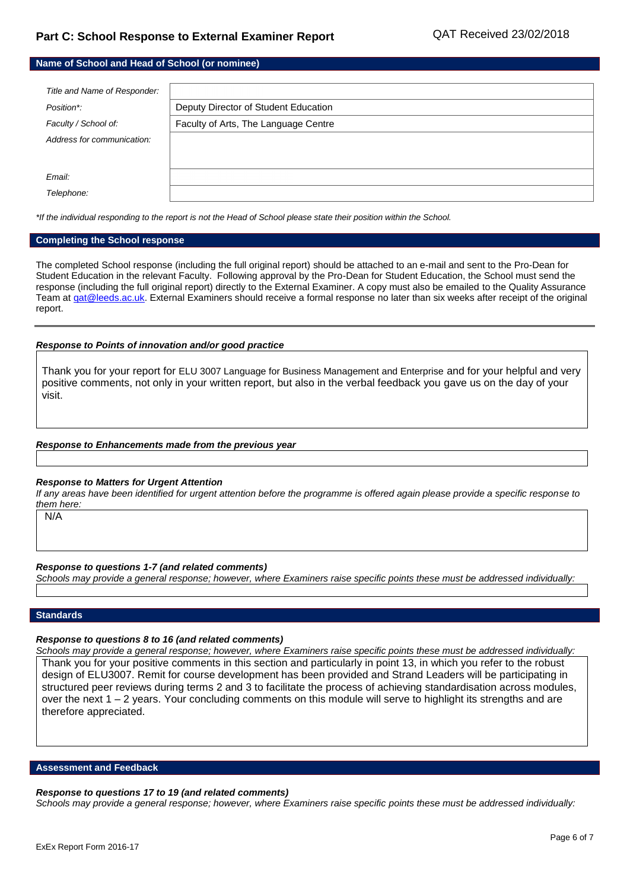## Part C: School Response to External Examiner Report

QAT Received 23/02/2018

### Name of School and Head of School (or nominee)

| | |
|---|---|
| *Title and Name of Responder:* | |
| *Position\*:* | Deputy Director of Student Education |
| *Faculty / School of:* | Faculty of Arts, The Language Centre |
| *Address for communication:* | |
| *Email:* | |
| *Telephone:* | |

*\*If the individual responding to the report is not the Head of School please state their position within the School.*

### Completing the School response

The completed School response (including the full original report) should be attached to an e-mail and sent to the Pro-Dean for Student Education in the relevant Faculty. Following approval by the Pro-Dean for Student Education, the School must send the response (including the full original report) directly to the External Examiner. A copy must also be emailed to the Quality Assurance Team at qat@leeds.ac.uk. External Examiners should receive a formal response no later than six weeks after receipt of the original report.

***Response to Points of innovation and/or good practice***

Thank you for your report for ELU 3007 Language for Business Management and Enterprise and for your helpful and very positive comments, not only in your written report, but also in the verbal feedback you gave us on the day of your visit.

***Response to Enhancements made from the previous year***

***Response to Matters for Urgent Attention***

*If any areas have been identified for urgent attention before the programme is offered again please provide a specific response to them here:*

N/A

***Response to questions 1-7 (and related comments)***

*Schools may provide a general response; however, where Examiners raise specific points these must be addressed individually:*

### Standards

***Response to questions 8 to 16 (and related comments)***

*Schools may provide a general response; however, where Examiners raise specific points these must be addressed individually:*

Thank you for your positive comments in this section and particularly in point 13, in which you refer to the robust design of ELU3007. Remit for course development has been provided and Strand Leaders will be participating in structured peer reviews during terms 2 and 3 to facilitate the process of achieving standardisation across modules, over the next 1 – 2 years. Your concluding comments on this module will serve to highlight its strengths and are therefore appreciated.

### Assessment and Feedback

***Response to questions 17 to 19 (and related comments)***

*Schools may provide a general response; however, where Examiners raise specific points these must be addressed individually:*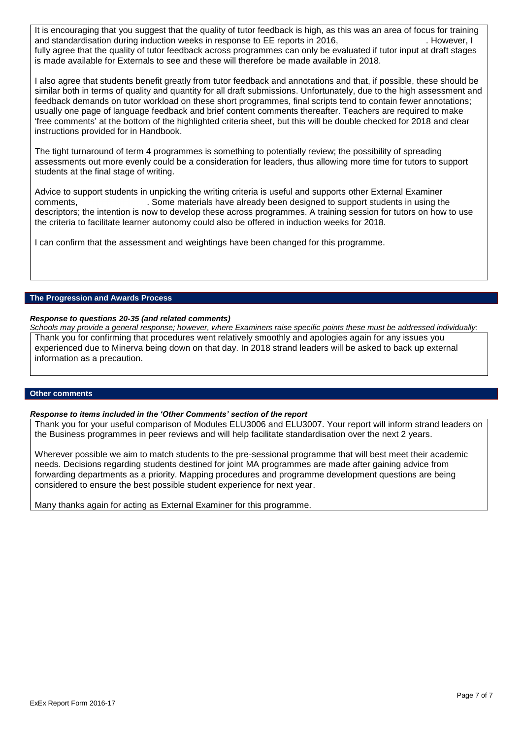It is encouraging that you suggest that the quality of tutor feedback is high, as this was an area of focus for training and standardisation during induction weeks in response to EE reports in 2016, . However, I fully agree that the quality of tutor feedback across programmes can only be evaluated if tutor input at draft stages is made available for Externals to see and these will therefore be made available in 2018.

I also agree that students benefit greatly from tutor feedback and annotations and that, if possible, these should be similar both in terms of quality and quantity for all draft submissions. Unfortunately, due to the high assessment and feedback demands on tutor workload on these short programmes, final scripts tend to contain fewer annotations; usually one page of language feedback and brief content comments thereafter. Teachers are required to make 'free comments' at the bottom of the highlighted criteria sheet, but this will be double checked for 2018 and clear instructions provided for in Handbook.

The tight turnaround of term 4 programmes is something to potentially review; the possibility of spreading assessments out more evenly could be a consideration for leaders, thus allowing more time for tutors to support students at the final stage of writing.

Advice to support students in unpicking the writing criteria is useful and supports other External Examiner comments, . Some materials have already been designed to support students in using the descriptors; the intention is now to develop these across programmes. A training session for tutors on how to use the criteria to facilitate learner autonomy could also be offered in induction weeks for 2018.

I can confirm that the assessment and weightings have been changed for this programme.

## The Progression and Awards Process

***Response to questions 20-35 (and related comments)***

*Schools may provide a general response; however, where Examiners raise specific points these must be addressed individually:*

Thank you for confirming that procedures went relatively smoothly and apologies again for any issues you experienced due to Minerva being down on that day. In 2018 strand leaders will be asked to back up external information as a precaution.

## Other comments

***Response to items included in the 'Other Comments' section of the report***

Thank you for your useful comparison of Modules ELU3006 and ELU3007. Your report will inform strand leaders on the Business programmes in peer reviews and will help facilitate standardisation over the next 2 years.

Wherever possible we aim to match students to the pre-sessional programme that will best meet their academic needs. Decisions regarding students destined for joint MA programmes are made after gaining advice from forwarding departments as a priority. Mapping procedures and programme development questions are being considered to ensure the best possible student experience for next year.

Many thanks again for acting as External Examiner for this programme.